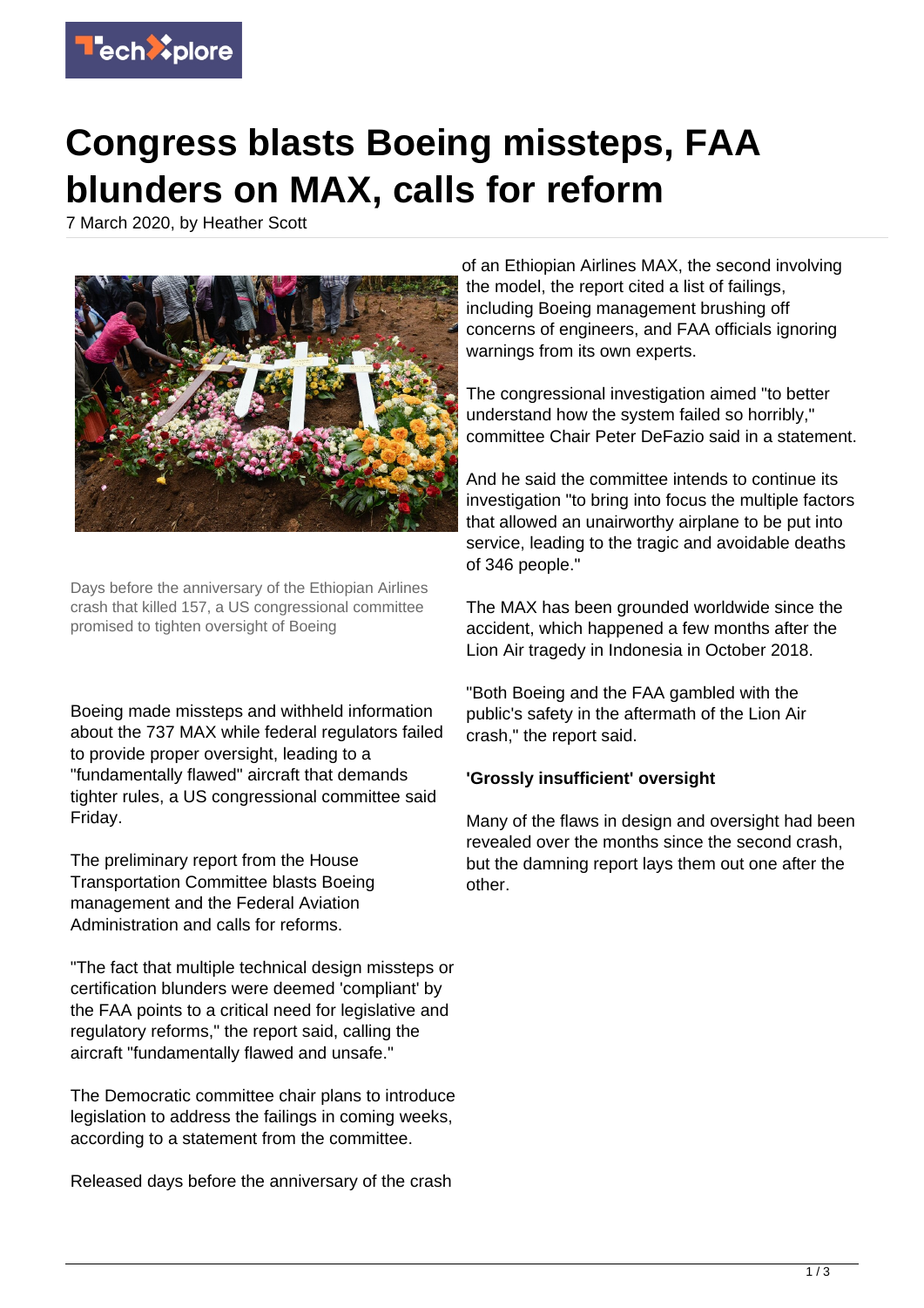# Congress blasts Boeing missteps, FAA blunders on MAX, calls for reform

7 March 2020, by Heather Scott

Days before the anniversary of the Ethiopian Airlines crash that killed 157, a US congressional committee promised to tighten oversight of Boeing

Boeing made missteps and withheld information about the 737 MAX while federal regulators failed to provide proper oversight, leading to a "fundamentally flawed" aircraft that demands tighter rules, a US congressional committee said Friday.

The preliminary report from the House Transportation Committee blasts Boeing management and the Federal Aviation Administration and calls for reforms.

"The fact that multiple technical design missteps or certification blunders were deemed 'compliant' by the FAA points to a critical need for legislative and regulatory reforms," the report said, calling the aircraft "fundamentally flawed and unsafe."

The Democratic committee chair plans to introduce legislation to address the failings in coming weeks, according to a statement from the committee.

Released days before the anniversary of the crash of an Ethiopian Airlines MAX, the second involving the model, the report cited a list of failings, including Boeing management brushing off concerns of engineers, and FAA officials ignoring warnings from its own experts.

The congressional investigation aimed "to better understand how the system failed so horribly," committee Chair Peter DeFazio said in a statement.

And he said the committee intends to continue its investigation "to bring into focus the multiple factors that allowed an unairworthy airplane to be put into service, leading to the tragic and avoidable deaths of 346 people."

The MAX has been grounded worldwide since the accident, which happened a few months after the Lion Air tragedy in Indonesia in October 2018.

"Both Boeing and the FAA gambled with the public's safety in the aftermath of the Lion Air crash," the report said.

## 'Grossly insufficient' oversight

Many of the flaws in design and oversight had been revealed over the months since the second crash, but the damning report lays them out one after the other.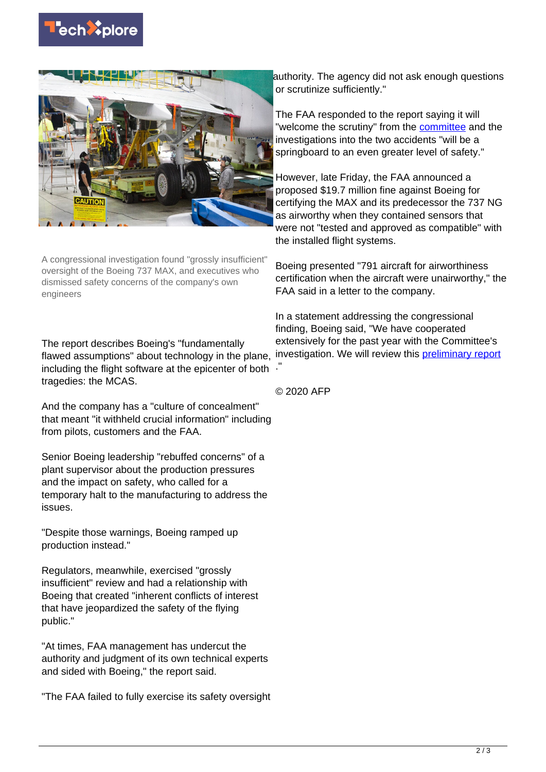A congressional investigation found "grossly insufficient" oversight of the Boeing 737 MAX, and executives who dismissed safety concerns of the company's own engineers

The report describes Boeing's "fundamentally flawed assumptions" about technology in the plane, including the flight software at the epicenter of both tragedies: the MCAS.

And the company has a "culture of concealment" that meant "it withheld crucial information" including from pilots, customers and the FAA.

Senior Boeing leadership "rebuffed concerns" of a plant supervisor about the production pressures and the impact on safety, who called for a temporary halt to the manufacturing to address the issues.

"Despite those warnings, Boeing ramped up production instead."

Regulators, meanwhile, exercised "grossly insufficient" review and had a relationship with Boeing that created "inherent conflicts of interest that have jeopardized the safety of the flying public."

"At times, FAA management has undercut the authority and judgment of its own technical experts and sided with Boeing," the report said.

"The FAA failed to fully exercise its safety oversight authority. The agency did not ask enough questions or scrutinize sufficiently."

The FAA responded to the report saying it will "welcome the scrutiny" from the committee and the investigations into the two accidents "will be a springboard to an even greater level of safety."

However, late Friday, the FAA announced a proposed $19.7 million fine against Boeing for certifying the MAX and its predecessor the 737 NG as airworthy when they contained sensors that were not "tested and approved as compatible" with the installed flight systems.

Boeing presented "791 aircraft for airworthiness certification when the aircraft were unairworthy," the FAA said in a letter to the company.

In a statement addressing the congressional finding, Boeing said, "We have cooperated extensively for the past year with the Committee's investigation. We will review this preliminary report."

© 2020 AFP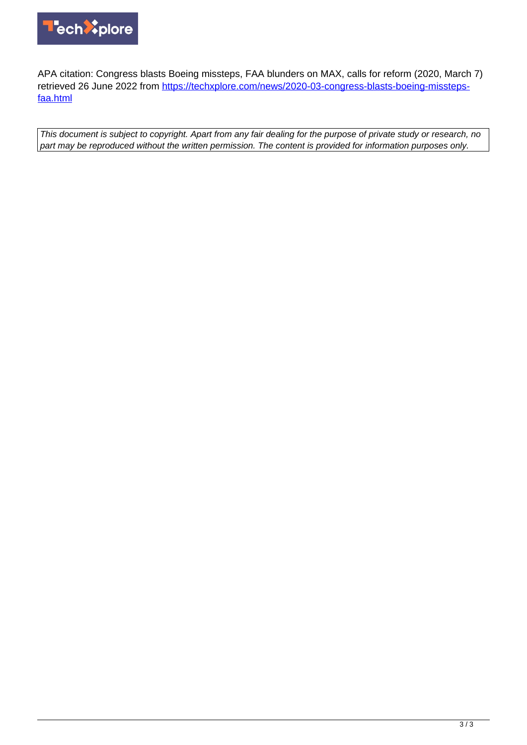APA citation: Congress blasts Boeing missteps, FAA blunders on MAX, calls for reform (2020, March 7) retrieved 26 June 2022 from https://techxplore.com/news/2020-03-congress-blasts-boeing-missteps-faa.html

*This document is subject to copyright. Apart from any fair dealing for the purpose of private study or research, no part may be reproduced without the written permission. The content is provided for information purposes only.*